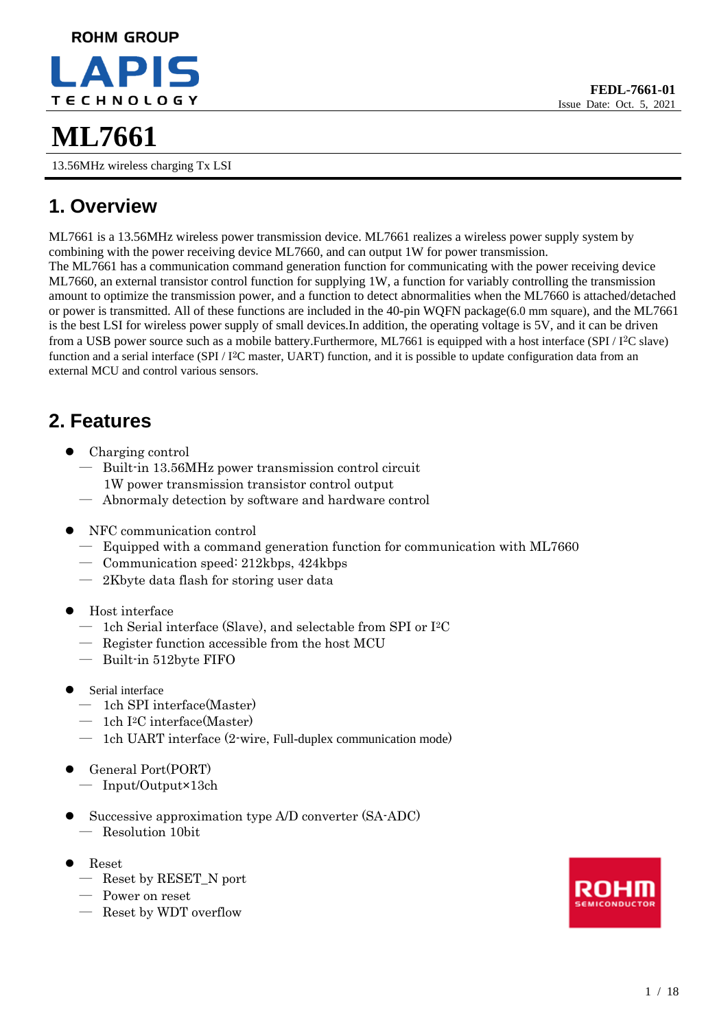ROHM GROUP

LAPIS TECHNOLOGY

**FEDL-7661-01**
Issue Date: Oct. 5, 2021

# ML7661

13.56MHz wireless charging Tx LSI

## 1. Overview

ML7661 is a 13.56MHz wireless power transmission device. ML7661 realizes a wireless power supply system by combining with the power receiving device ML7660, and can output 1W for power transmission.
The ML7661 has a communication command generation function for communicating with the power receiving device ML7660, an external transistor control function for supplying 1W, a function for variably controlling the transmission amount to optimize the transmission power, and a function to detect abnormalities when the ML7660 is attached/detached or power is transmitted. All of these functions are included in the 40-pin WQFN package(6.0 mm square), and the ML7661 is the best LSI for wireless power supply of small devices.In addition, the operating voltage is 5V, and it can be driven from a USB power source such as a mobile battery.Furthermore, ML7661 is equipped with a host interface (SPI / I²C slave) function and a serial interface (SPI / I²C master, UART) function, and it is possible to update configuration data from an external MCU and control various sensors.

## 2. Features

- Charging control
  - Built-in 13.56MHz power transmission control circuit
    1W power transmission transistor control output
  - Abnormaly detection by software and hardware control

- NFC communication control
  - Equipped with a command generation function for communication with ML7660
  - Communication speed: 212kbps, 424kbps
  - 2Kbyte data flash for storing user data

- Host interface
  - 1ch Serial interface (Slave), and selectable from SPI or I²C
  - Register function accessible from the host MCU
  - Built-in 512byte FIFO

- Serial interface
  - 1ch SPI interface(Master)
  - 1ch I²C interface(Master)
  - 1ch UART interface (2-wire, Full-duplex communication mode)

- General Port(PORT)
  - Input/Output×13ch

- Successive approximation type A/D converter (SA-ADC)
  - Resolution 10bit

- Reset
  - Reset by RESET_N port
  - Power on reset
  - Reset by WDT overflow

ROHM SEMICONDUCTOR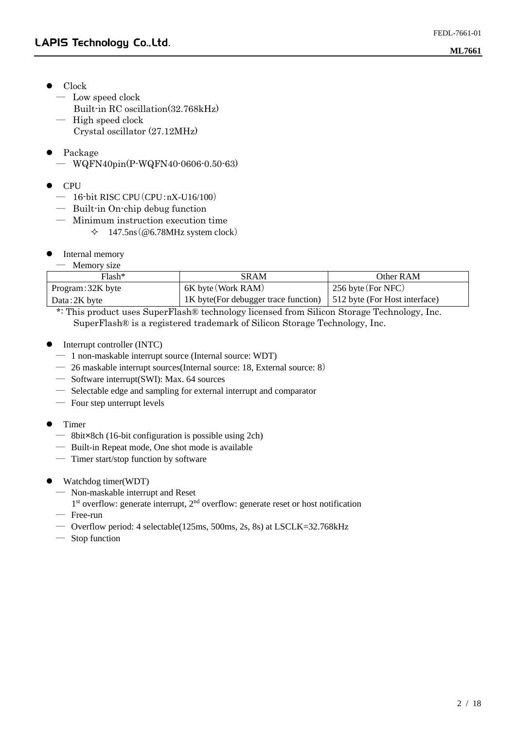- Clock
  - — Low speed clock
    Built-in RC oscillation(32.768kHz)
  - — High speed clock
    Crystal oscillator (27.12MHz)

- Package
  - — WQFN40pin(P-WQFN40-0606-0.50-63)

- CPU
  - — 16-bit RISC CPU（CPU：nX-U16/100）
  - — Built-in On-chip debug function
  - — Minimum instruction execution time
    - ✧ 147.5ns（@6.78MHz system clock）

- Internal memory
  - — Memory size

| Flash* | SRAM | Other RAM |
|---|---|---|
| Program：32K byte | 6K byte（Work RAM） | 256 byte（For NFC） |
| Data：2K byte | 1K byte(For debugger trace function) | 512 byte (For Host interface) |

*: This product uses SuperFlash® technology licensed from Silicon Storage Technology, Inc.
SuperFlash® is a registered trademark of Silicon Storage Technology, Inc.

- Interrupt controller (INTC)
  - — 1 non-maskable interrupt source (Internal source: WDT)
  - — 26 maskable interrupt sources(Internal source: 18, External source: 8）
  - — Software interrupt(SWI): Max. 64 sources
  - — Selectable edge and sampling for external interrupt and comparator
  - — Four step unterrupt levels

- Timer
  - — 8bit×8ch (16-bit configuration is possible using 2ch)
  - — Built-in Repeat mode, One shot mode is available
  - — Timer start/stop function by software

- Watchdog timer(WDT)
  - — Non-maskable interrupt and Reset
    1st overflow: generate interrupt, 2nd overflow: generate reset or host notification
  - — Free-run
  - — Overflow period: 4 selectable(125ms, 500ms, 2s, 8s) at LSCLK=32.768kHz
  - — Stop function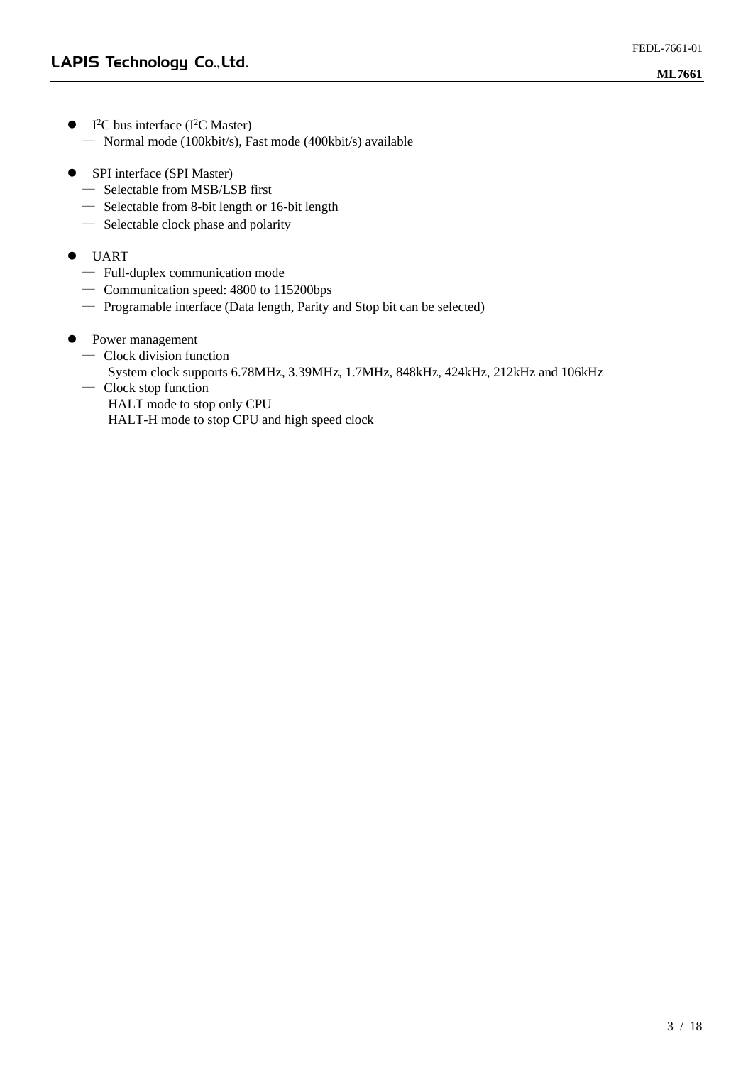- I$^2$C bus interface (I$^2$C Master)
  - Normal mode (100kbit/s), Fast mode (400kbit/s) available

- SPI interface (SPI Master)
  - Selectable from MSB/LSB first
  - Selectable from 8-bit length or 16-bit length
  - Selectable clock phase and polarity

- UART
  - Full-duplex communication mode
  - Communication speed: 4800 to 115200bps
  - Programable interface (Data length, Parity and Stop bit can be selected)

- Power management
  - Clock division function
    System clock supports 6.78MHz, 3.39MHz, 1.7MHz, 848kHz, 424kHz, 212kHz and 106kHz
  - Clock stop function
    HALT mode to stop only CPU
    HALT-H mode to stop CPU and high speed clock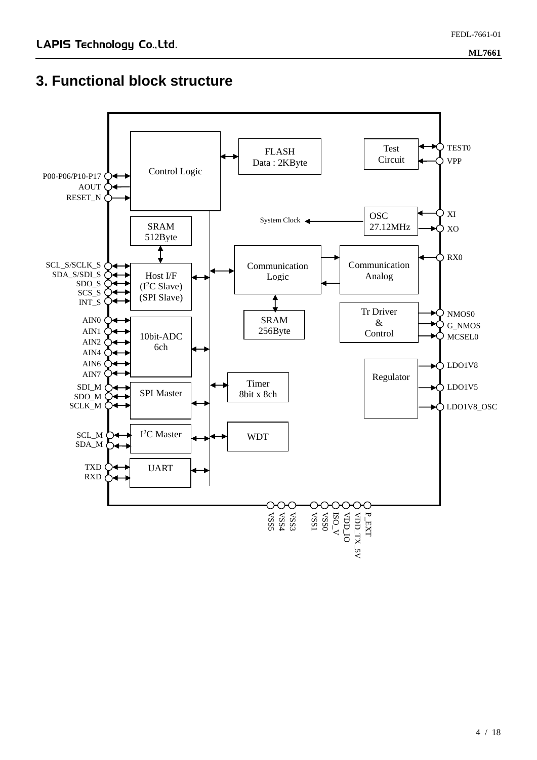# 3. Functional block structure

P00-P06/P10-P17
AOUT
RESET_N

Control Logic

FLASH
Data : 2KByte

Test
Circuit

TEST0
VPP

SRAM
512Byte

System Clock

OSC
27.12MHz

XI
XO

SCL_S/SCLK_S
SDA_S/SDI_S
SDO_S
SCS_S
INT_S

Host I/F
(I$^2$C Slave)
(SPI Slave)

Communication
Logic

Communication
Analog

RX0

SRAM
256Byte

Tr Driver
&
Control

NMOS0
G_NMOS
MCSEL0

AIN0
AIN1
AIN2
AIN4
AIN6
AIN7

10bit-ADC
6ch

Regulator

LDO1V8
LDO1V5
LDO1V8_OSC

SDI_M
SDO_M
SCLK_M

SPI Master

Timer
8bit x 8ch

SCL_M
SDA_M

I$^2$C Master

WDT

TXD
RXD

UART

VSS5
VSS4
VSS3
VSS1
VSS0
ISO_V
VDD_IO
VDD_TX_5V
P_EXT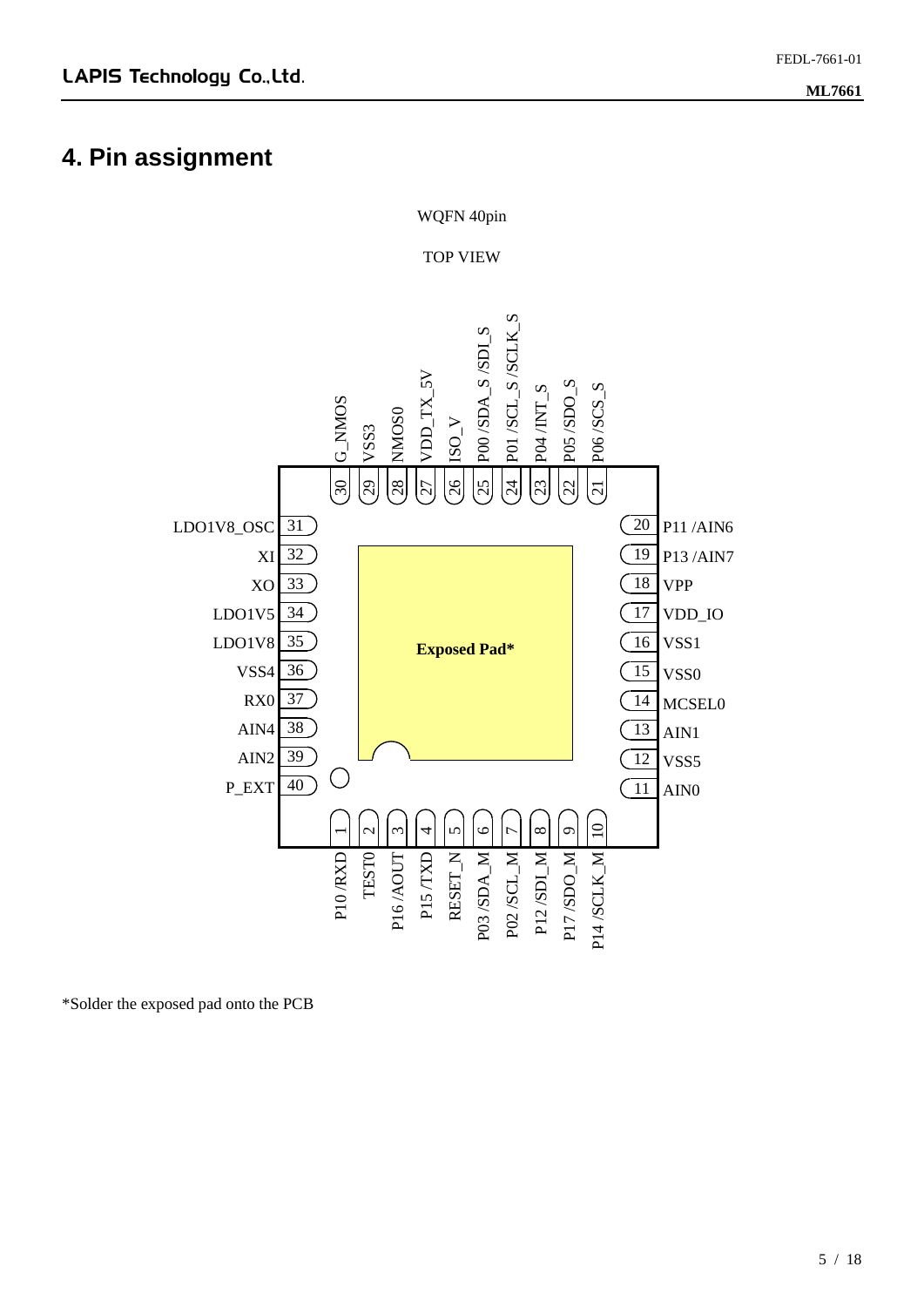## 4. Pin assignment

WQFN 40pin

TOP VIEW

| Pin | Name | Pin | Name |
|---|---|---|---|
| 1 | P10 /RXD | 21 | P06 /SCS_S |
| 2 | TEST0 | 22 | P05 /SDO_S |
| 3 | P16 /AOUT | 23 | P04 /INT_S |
| 4 | P15 /TXD | 24 | P01 /SCL_S /SCLK_S |
| 5 | RESET_N | 25 | P00 /SDA_S /SDI_S |
| 6 | P03 /SDA_M | 26 | ISO_V |
| 7 | P02 /SCL_M | 27 | VDD_TX_5V |
| 8 | P12 /SDI_M | 28 | NMOS0 |
| 9 | P17 /SDO_M | 29 | VSS3 |
| 10 | P14 /SCLK_M | 30 | G_NMOS |
| 11 | AIN0 | 31 | LDO1V8_OSC |
| 12 | VSS5 | 32 | XI |
| 13 | AIN1 | 33 | XO |
| 14 | MCSEL0 | 34 | LDO1V5 |
| 15 | VSS0 | 35 | LDO1V8 |
| 16 | VSS1 | 36 | VSS4 |
| 17 | VDD_IO | 37 | RX0 |
| 18 | VPP | 38 | AIN4 |
| 19 | P13 /AIN7 | 39 | AIN2 |
| 20 | P11 /AIN6 | 40 | P_EXT |

Exposed Pad*

*Solder the exposed pad onto the PCB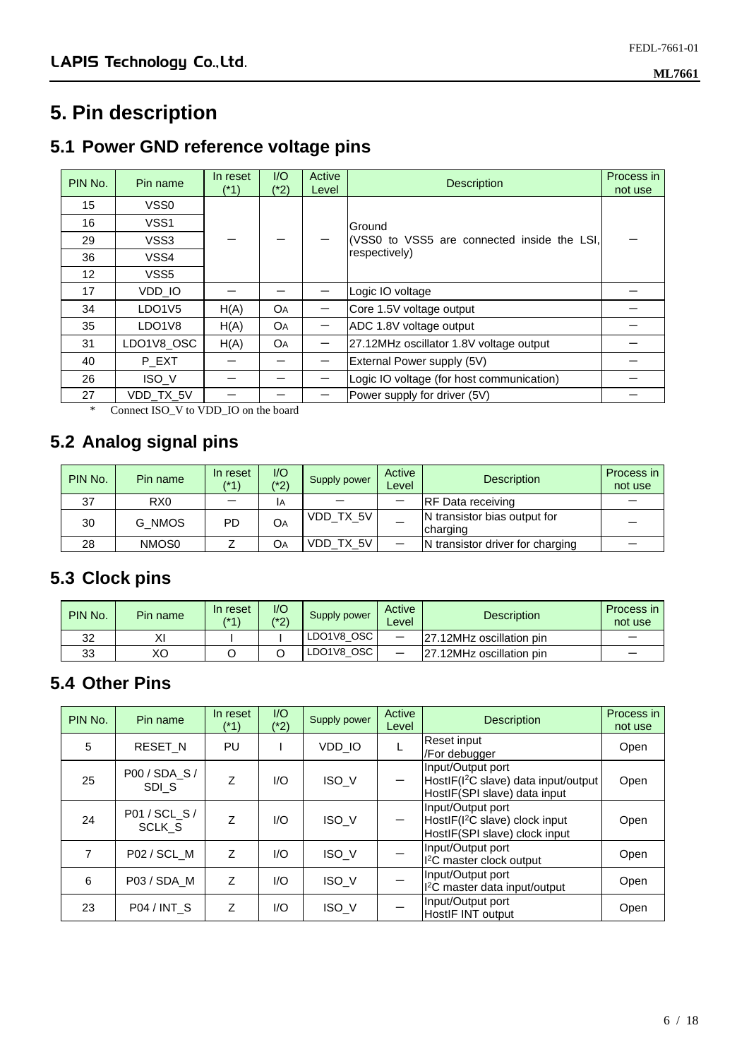# 5. Pin description

## 5.1 Power GND reference voltage pins

| PIN No. | Pin name | In reset (*1) | I/O (*2) | Active Level | Description | Process in not use |
|---|---|---|---|---|---|---|
| 15 | VSS0 | – | – | – | Ground (VSS0 to VSS5 are connected inside the LSI, respectively) | – |
| 16 | VSS1 | | | | | |
| 29 | VSS3 | | | | | |
| 36 | VSS4 | | | | | |
| 12 | VSS5 | | | | | |
| 17 | VDD_IO | – | – | – | Logic IO voltage | – |
| 34 | LDO1V5 | H(A) | OA | – | Core 1.5V voltage output | – |
| 35 | LDO1V8 | H(A) | OA | – | ADC 1.8V voltage output | – |
| 31 | LDO1V8_OSC | H(A) | OA | – | 27.12MHz oscillator 1.8V voltage output | – |
| 40 | P_EXT | – | – | – | External Power supply (5V) | – |
| 26 | ISO_V | – | – | – | Logic IO voltage (for host communication) | – |
| 27 | VDD_TX_5V | – | – | – | Power supply for driver (5V) | – |

\* Connect ISO_V to VDD_IO on the board

## 5.2 Analog signal pins

| PIN No. | Pin name | In reset (*1) | I/O (*2) | Supply power | Active Level | Description | Process in not use |
|---|---|---|---|---|---|---|---|
| 37 | RX0 | – | IA | – | – | RF Data receiving | – |
| 30 | G_NMOS | PD | OA | VDD_TX_5V | – | N transistor bias output for charging | – |
| 28 | NMOS0 | Z | OA | VDD_TX_5V | – | N transistor driver for charging | – |

## 5.3 Clock pins

| PIN No. | Pin name | In reset (*1) | I/O (*2) | Supply power | Active Level | Description | Process in not use |
|---|---|---|---|---|---|---|---|
| 32 | XI | I | I | LDO1V8_OSC | – | 27.12MHz oscillation pin | – |
| 33 | XO | O | O | LDO1V8_OSC | – | 27.12MHz oscillation pin | – |

## 5.4 Other Pins

| PIN No. | Pin name | In reset (*1) | I/O (*2) | Supply power | Active Level | Description | Process in not use |
|---|---|---|---|---|---|---|---|
| 5 | RESET_N | PU | I | VDD_IO | L | Reset input /For debugger | Open |
| 25 | P00 / SDA_S / SDI_S | Z | I/O | ISO_V | – | Input/Output port HostIF(I²C slave) data input/output HostIF(SPI slave) data input | Open |
| 24 | P01 / SCL_S / SCLK_S | Z | I/O | ISO_V | – | Input/Output port HostIF(I²C slave) clock input HostIF(SPI slave) clock input | Open |
| 7 | P02 / SCL_M | Z | I/O | ISO_V | – | Input/Output port I²C master clock output | Open |
| 6 | P03 / SDA_M | Z | I/O | ISO_V | – | Input/Output port I²C master data input/output | Open |
| 23 | P04 / INT_S | Z | I/O | ISO_V | – | Input/Output port HostIF INT output | Open |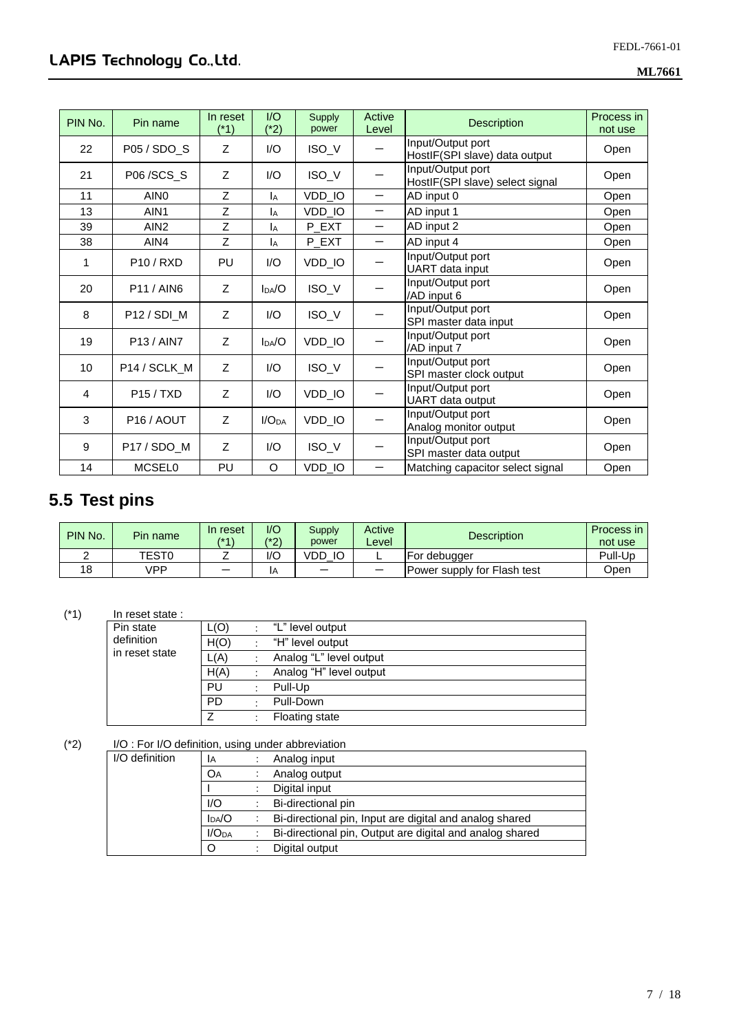| PIN No. | Pin name | In reset (*1) | I/O (*2) | Supply power | Active Level | Description | Process in not use |
|---|---|---|---|---|---|---|---|
| 22 | P05 / SDO_S | Z | I/O | ISO_V | － | Input/Output port<br>HostIF(SPI slave) data output | Open |
| 21 | P06 /SCS_S | Z | I/O | ISO_V | － | Input/Output port<br>HostIF(SPI slave) select signal | Open |
| 11 | AIN0 | Z | $I_A$ | VDD_IO | － | AD input 0 | Open |
| 13 | AIN1 | Z | $I_A$ | VDD_IO | － | AD input 1 | Open |
| 39 | AIN2 | Z | $I_A$ | P_EXT | － | AD input 2 | Open |
| 38 | AIN4 | Z | $I_A$ | P_EXT | － | AD input 4 | Open |
| 1 | P10 / RXD | PU | I/O | VDD_IO | － | Input/Output port<br>UART data input | Open |
| 20 | P11 / AIN6 | Z | $I_{DA}$/O | ISO_V | － | Input/Output port<br>/AD input 6 | Open |
| 8 | P12 / SDI_M | Z | I/O | ISO_V | － | Input/Output port<br>SPI master data input | Open |
| 19 | P13 / AIN7 | Z | $I_{DA}$/O | VDD_IO | － | Input/Output port<br>/AD input 7 | Open |
| 10 | P14 / SCLK_M | Z | I/O | ISO_V | － | Input/Output port<br>SPI master clock output | Open |
| 4 | P15 / TXD | Z | I/O | VDD_IO | － | Input/Output port<br>UART data output | Open |
| 3 | P16 / AOUT | Z | I/$O_{DA}$ | VDD_IO | － | Input/Output port<br>Analog monitor output | Open |
| 9 | P17 / SDO_M | Z | I/O | ISO_V | － | Input/Output port<br>SPI master data output | Open |
| 14 | MCSEL0 | PU | O | VDD_IO | － | Matching capacitor select signal | Open |

## 5.5 Test pins

| PIN No. | Pin name | In reset (*1) | I/O (*2) | Supply power | Active Level | Description | Process in not use |
|---|---|---|---|---|---|---|---|
| 2 | TEST0 | Z | I/O | VDD_IO | L | For debugger | Pull-Up |
| 18 | VPP | － | IA | － | － | Power supply for Flash test | Open |

(*1) In reset state :

| Pin state definition in reset state | | | |
|---|---|---|---|
| | L(O) | : | "L" level output |
| | H(O) | : | "H" level output |
| | L(A) | : | Analog "L" level output |
| | H(A) | : | Analog "H" level output |
| | PU | : | Pull-Up |
| | PD | : | Pull-Down |
| | Z | : | Floating state |

(*2) I/O : For I/O definition, using under abbreviation

| I/O definition | | | |
|---|---|---|---|
| | $I_A$ | : | Analog input |
| | $O_A$ | : | Analog output |
| | I | : | Digital input |
| | I/O | : | Bi-directional pin |
| | $I_{DA}$/O | : | Bi-directional pin, Input are digital and analog shared |
| | I/$O_{DA}$ | : | Bi-directional pin, Output are digital and analog shared |
| | O | : | Digital output |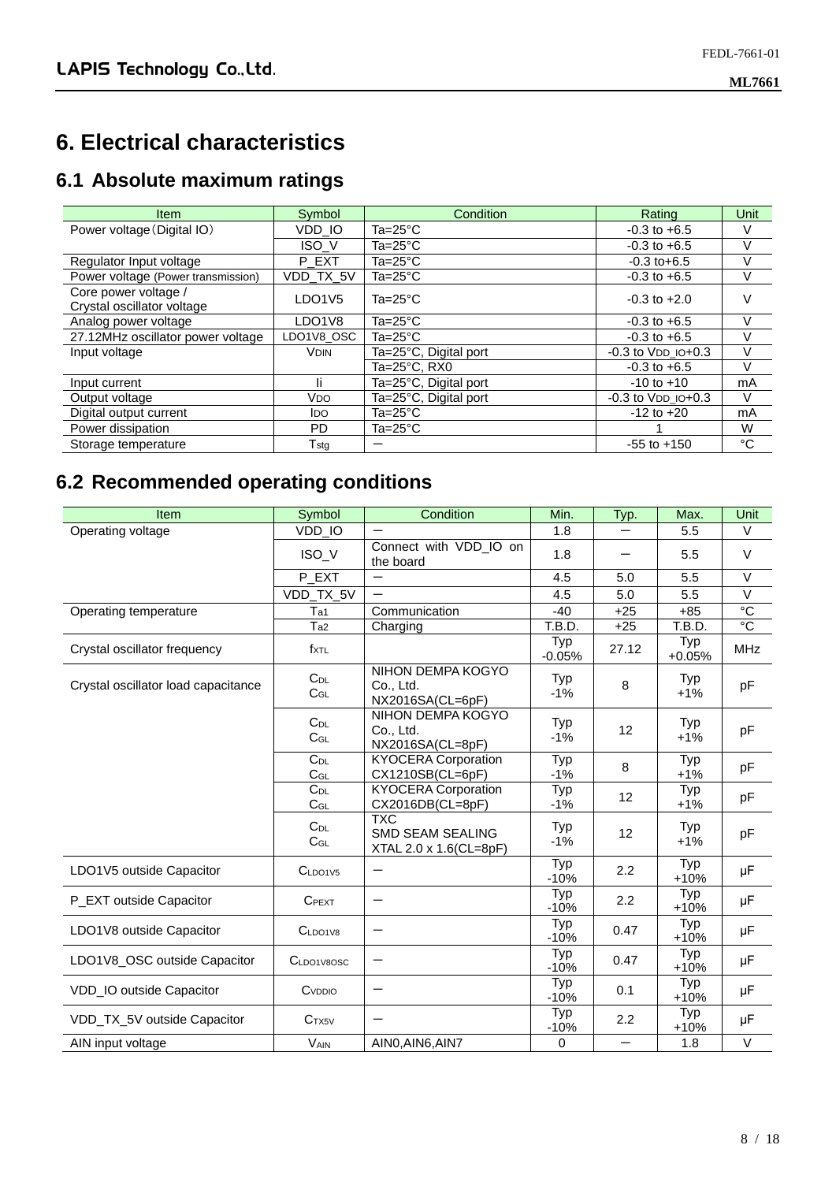# 6. Electrical characteristics

## 6.1 Absolute maximum ratings

| Item | Symbol | Condition | Rating | Unit |
|---|---|---|---|---|
| Power voltage（Digital IO） | VDD_IO | Ta=25°C | -0.3 to +6.5 | V |
| | ISO_V | Ta=25°C | -0.3 to +6.5 | V |
| Regulator Input voltage | P_EXT | Ta=25°C | -0.3 to+6.5 | V |
| Power voltage (Power transmission) | VDD_TX_5V | Ta=25°C | -0.3 to +6.5 | V |
| Core power voltage / Crystal oscillator voltage | LDO1V5 | Ta=25°C | -0.3 to +2.0 | V |
| Analog power voltage | LDO1V8 | Ta=25°C | -0.3 to +6.5 | V |
| 27.12MHz oscillator power voltage | LDO1V8_OSC | Ta=25°C | -0.3 to +6.5 | V |
| Input voltage | $V_{DIN}$ | Ta=25°C, Digital port | -0.3 to $V_{DD\_IO}$+0.3 | V |
| | | Ta=25°C, RX0 | -0.3 to +6.5 | V |
| Input current | Ii | Ta=25°C, Digital port | -10 to +10 | mA |
| Output voltage | $V_{DO}$ | Ta=25°C, Digital port | -0.3 to $V_{DD\_IO}$+0.3 | V |
| Digital output current | $I_{DO}$ | Ta=25°C | -12 to +20 | mA |
| Power dissipation | PD | Ta=25°C | 1 | W |
| Storage temperature | $T_{stg}$ | ー | -55 to +150 | °C |

## 6.2 Recommended operating conditions

| Item | Symbol | Condition | Min. | Typ. | Max. | Unit |
|---|---|---|---|---|---|---|
| Operating voltage | VDD_IO | ー | 1.8 | ー | 5.5 | V |
| | ISO_V | Connect with VDD_IO on the board | 1.8 | ー | 5.5 | V |
| | P_EXT | ー | 4.5 | 5.0 | 5.5 | V |
| | VDD_TX_5V | ー | 4.5 | 5.0 | 5.5 | V |
| Operating temperature | $T_{a1}$ | Communication | -40 | +25 | +85 | °C |
| | $T_{a2}$ | Charging | T.B.D. | +25 | T.B.D. | °C |
| Crystal oscillator frequency | $f_{XTL}$ | | Typ -0.05% | 27.12 | Typ +0.05% | MHz |
| Crystal oscillator load capacitance | $C_{DL}$ $C_{GL}$ | NIHON DEMPA KOGYO Co., Ltd. NX2016SA(CL=6pF) | Typ -1% | 8 | Typ +1% | pF |
| | $C_{DL}$ $C_{GL}$ | NIHON DEMPA KOGYO Co., Ltd. NX2016SA(CL=8pF) | Typ -1% | 12 | Typ +1% | pF |
| | $C_{DL}$ $C_{GL}$ | KYOCERA Corporation CX1210SB(CL=6pF) | Typ -1% | 8 | Typ +1% | pF |
| | $C_{DL}$ $C_{GL}$ | KYOCERA Corporation CX2016DB(CL=8pF) | Typ -1% | 12 | Typ +1% | pF |
| | $C_{DL}$ $C_{GL}$ | TXC SMD SEAM SEALING XTAL 2.0 x 1.6(CL=8pF) | Typ -1% | 12 | Typ +1% | pF |
| LDO1V5 outside Capacitor | $C_{LDO1V5}$ | ー | Typ -10% | 2.2 | Typ +10% | µF |
| P_EXT outside Capacitor | $C_{PEXT}$ | ー | Typ -10% | 2.2 | Typ +10% | µF |
| LDO1V8 outside Capacitor | $C_{LDO1V8}$ | ー | Typ -10% | 0.47 | Typ +10% | µF |
| LDO1V8_OSC outside Capacitor | $C_{LDO1V8OSC}$ | ー | Typ -10% | 0.47 | Typ +10% | µF |
| VDD_IO outside Capacitor | $C_{VDDIO}$ | ー | Typ -10% | 0.1 | Typ +10% | µF |
| VDD_TX_5V outside Capacitor | $C_{TX5V}$ | ー | Typ -10% | 2.2 | Typ +10% | µF |
| AIN input voltage | $V_{AIN}$ | AIN0,AIN6,AIN7 | 0 | ー | 1.8 | V |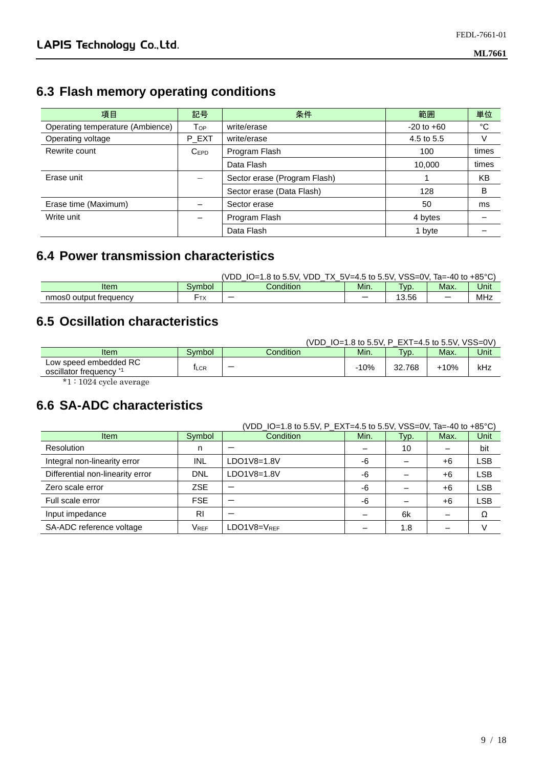## 6.3 Flash memory operating conditions

| 項目 | 記号 | 条件 | 範囲 | 単位 |
|---|---|---|---|---|
| Operating temperature (Ambience) | $T_{OP}$ | write/erase | -20 to +60 | °C |
| Operating voltage | P_EXT | write/erase | 4.5 to 5.5 | V |
| Rewrite count | $C_{EPD}$ | Program Flash | 100 | times |
| | | Data Flash | 10,000 | times |
| Erase unit | – | Sector erase (Program Flash) | 1 | KB |
| | | Sector erase (Data Flash) | 128 | B |
| Erase time (Maximum) | – | Sector erase | 50 | ms |
| Write unit | – | Program Flash | 4 bytes | – |
| | | Data Flash | 1 byte | – |

## 6.4 Power transmission characteristics

(VDD_IO=1.8 to 5.5V, VDD_TX_5V=4.5 to 5.5V, VSS=0V, Ta=-40 to +85°C)

| Item | Symbol | Condition | Min. | Typ. | Max. | Unit |
|---|---|---|---|---|---|---|
| nmos0 output frequency | $F_{TX}$ | – | – | 13.56 | – | MHz |

## 6.5 Ocsillation characteristics

(VDD_IO=1.8 to 5.5V, P_EXT=4.5 to 5.5V, VSS=0V)

| Item | Symbol | Condition | Min. | Typ. | Max. | Unit |
|---|---|---|---|---|---|---|
| Low speed embedded RC oscillator frequency *1 | $f_{LCR}$ | – | -10% | 32.768 | +10% | kHz |

*1：1024 cycle average

## 6.6 SA-ADC characteristics

(VDD_IO=1.8 to 5.5V, P_EXT=4.5 to 5.5V, VSS=0V, Ta=-40 to +85°C)

| Item | Symbol | Condition | Min. | Typ. | Max. | Unit |
|---|---|---|---|---|---|---|
| Resolution | n | – | – | 10 | – | bit |
| Integral non-linearity error | INL | LDO1V8=1.8V | -6 | – | +6 | LSB |
| Differential non-linearity error | DNL | LDO1V8=1.8V | -6 | – | +6 | LSB |
| Zero scale error | ZSE | – | -6 | – | +6 | LSB |
| Full scale error | FSE | – | -6 | – | +6 | LSB |
| Input impedance | RI | – | – | 6k | – | Ω |
| SA-ADC reference voltage | $V_{REF}$ | LDO1V8=$V_{REF}$ | – | 1.8 | – | V |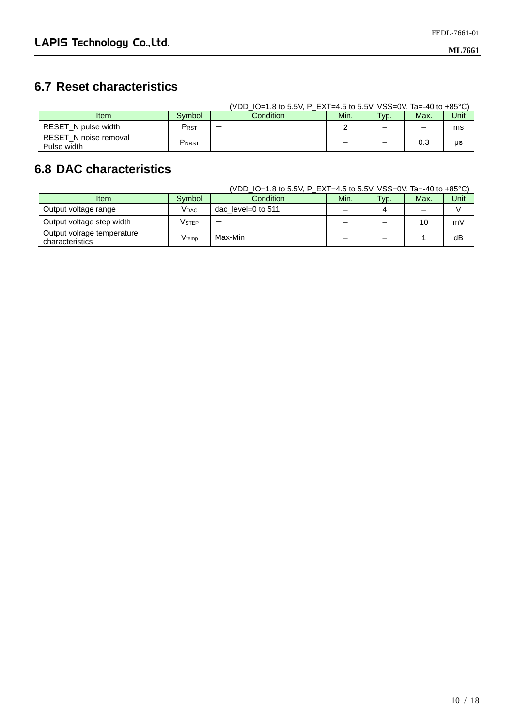## 6.7 Reset characteristics

(VDD_IO=1.8 to 5.5V, P_EXT=4.5 to 5.5V, VSS=0V, Ta=-40 to +85°C)

| Item | Symbol | Condition | Min. | Typ. | Max. | Unit |
|---|---|---|---|---|---|---|
| RESET_N pulse width | $P_{RST}$ | — | 2 | – | – | ms |
| RESET_N noise removal Pulse width | $P_{NRST}$ | — | – | – | 0.3 | μs |

## 6.8 DAC characteristics

(VDD_IO=1.8 to 5.5V, P_EXT=4.5 to 5.5V, VSS=0V, Ta=-40 to +85°C)

| Item | Symbol | Condition | Min. | Typ. | Max. | Unit |
|---|---|---|---|---|---|---|
| Output voltage range | $V_{DAC}$ | dac_level=0 to 511 | – | 4 | – | V |
| Output voltage step width | $V_{STEP}$ | — | – | – | 10 | mV |
| Output volrage temperature characteristics | $V_{temp}$ | Max-Min | – | – | 1 | dB |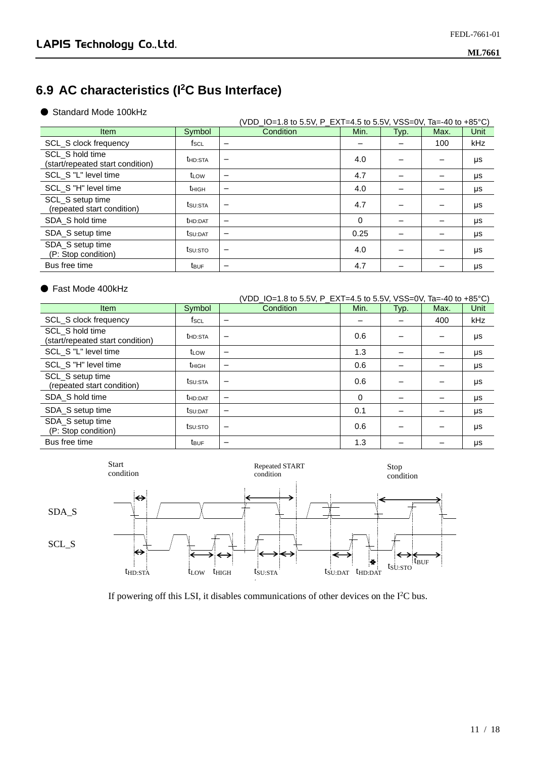## 6.9 AC characteristics (I²C Bus Interface)

● Standard Mode 100kHz

(VDD_IO=1.8 to 5.5V, P_EXT=4.5 to 5.5V, VSS=0V, Ta=-40 to +85°C)

| Item | Symbol | Condition | Min. | Typ. | Max. | Unit |
|---|---|---|---|---|---|---|
| SCL_S clock frequency | $f_{SCL}$ | – | – | – | 100 | kHz |
| SCL_S hold time (start/repeated start condition) | $t_{HD:STA}$ | – | 4.0 | – | – | μs |
| SCL_S "L" level time | $t_{LOW}$ | – | 4.7 | – | – | μs |
| SCL_S "H" level time | $t_{HIGH}$ | – | 4.0 | – | – | μs |
| SCL_S setup time (repeated start condition) | $t_{SU:STA}$ | – | 4.7 | – | – | μs |
| SDA_S hold time | $t_{HD:DAT}$ | – | 0 | – | – | μs |
| SDA_S setup time | $t_{SU:DAT}$ | – | 0.25 | – | – | μs |
| SDA_S setup time (P: Stop condition) | $t_{SU:STO}$ | – | 4.0 | – | – | μs |
| Bus free time | $t_{BUF}$ | – | 4.7 | – | – | μs |

● Fast Mode 400kHz

(VDD_IO=1.8 to 5.5V, P_EXT=4.5 to 5.5V, VSS=0V, Ta=-40 to +85°C)

| Item | Symbol | Condition | Min. | Typ. | Max. | Unit |
|---|---|---|---|---|---|---|
| SCL_S clock frequency | $f_{SCL}$ | – | – | – | 400 | kHz |
| SCL_S hold time (start/repeated start condition) | $t_{HD:STA}$ | – | 0.6 | – | – | μs |
| SCL_S "L" level time | $t_{LOW}$ | – | 1.3 | – | – | μs |
| SCL_S "H" level time | $t_{HIGH}$ | – | 0.6 | – | – | μs |
| SCL_S setup time (repeated start condition) | $t_{SU:STA}$ | – | 0.6 | – | – | μs |
| SDA_S hold time | $t_{HD:DAT}$ | – | 0 | – | – | μs |
| SDA_S setup time | $t_{SU:DAT}$ | – | 0.1 | – | – | μs |
| SDA_S setup time (P: Stop condition) | $t_{SU:STO}$ | – | 0.6 | – | – | μs |
| Bus free time | $t_{BUF}$ | – | 1.3 | – | – | μs |

Start condition &nbsp;&nbsp; Repeated START condition &nbsp;&nbsp; Stop condition

SDA_S

SCL_S

$t_{HD:STA}$ &nbsp; $t_{LOW}$ &nbsp; $t_{HIGH}$ &nbsp; $t_{SU:STA}$ &nbsp; $t_{SU:DAT}$ &nbsp; $t_{HD:DAT}$ &nbsp; $t_{SU:STO}$ &nbsp; $t_{BUF}$

If powering off this LSI, it disables communications of other devices on the I²C bus.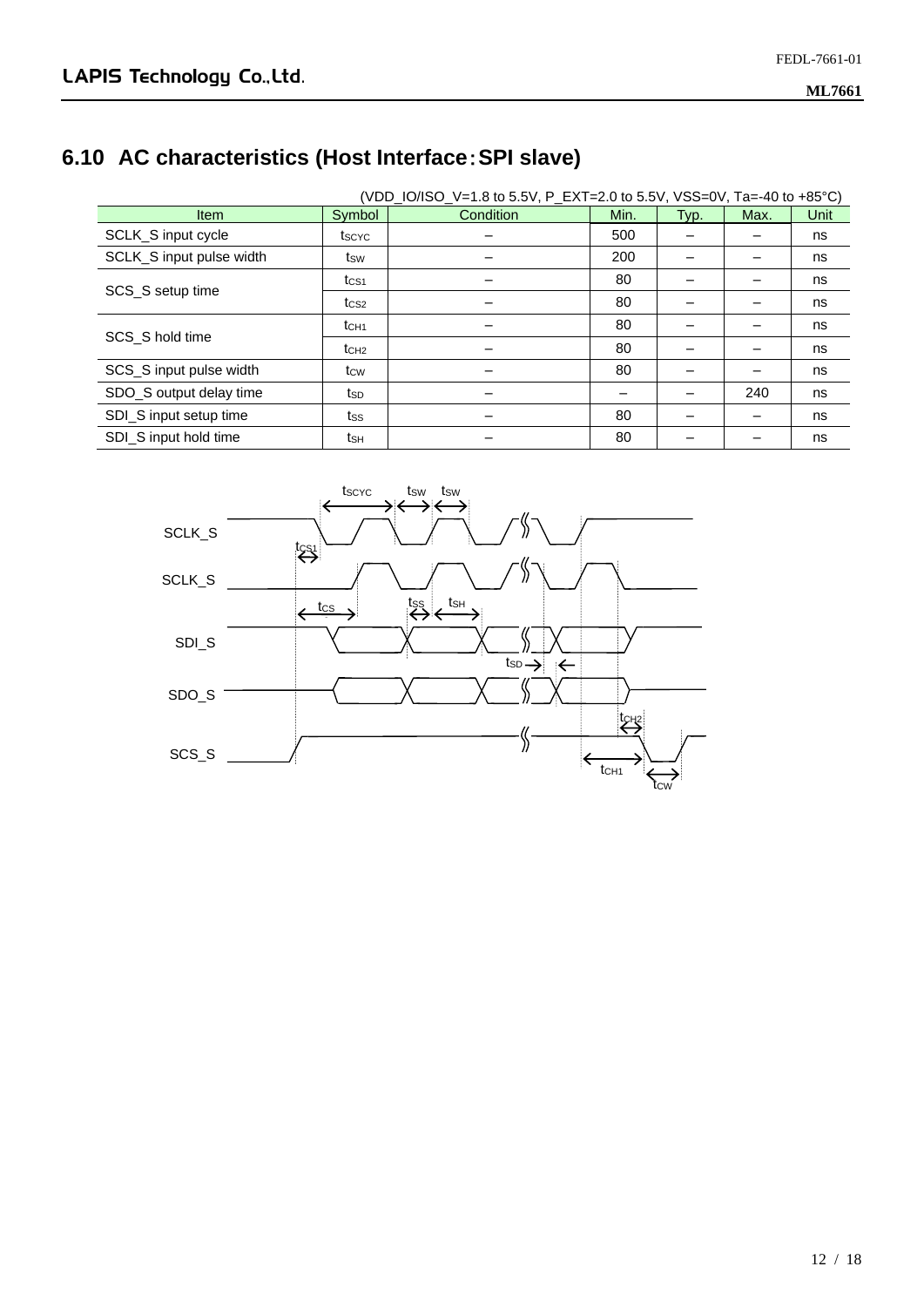## 6.10 AC characteristics (Host Interface：SPI slave)

(VDD_IO/ISO_V=1.8 to 5.5V, P_EXT=2.0 to 5.5V, VSS=0V, Ta=-40 to +85°C)

| Item | Symbol | Condition | Min. | Typ. | Max. | Unit |
|---|---|---|---|---|---|---|
| SCLK_S input cycle | $t_{SCYC}$ | – | 500 | – | – | ns |
| SCLK_S input pulse width | $t_{SW}$ | – | 200 | – | – | ns |
| SCS_S setup time | $t_{CS1}$ | – | 80 | – | – | ns |
| | $t_{CS2}$ | – | 80 | – | – | ns |
| SCS_S hold time | $t_{CH1}$ | – | 80 | – | – | ns |
| | $t_{CH2}$ | – | 80 | – | – | ns |
| SCS_S input pulse width | $t_{CW}$ | – | 80 | – | – | ns |
| SDO_S output delay time | $t_{SD}$ | – | – | – | 240 | ns |
| SDI_S input setup time | $t_{SS}$ | – | 80 | – | – | ns |
| SDI_S input hold time | $t_{SH}$ | – | 80 | – | – | ns |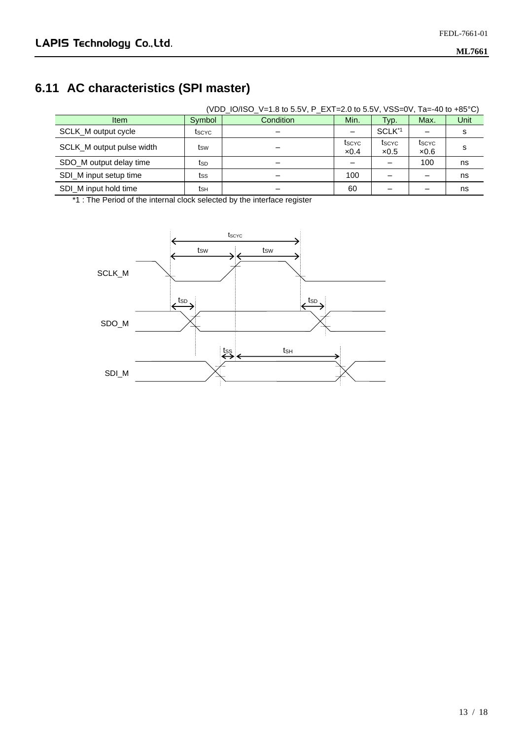## 6.11 AC characteristics (SPI master)

(VDD_IO/ISO_V=1.8 to 5.5V, P_EXT=2.0 to 5.5V, VSS=0V, Ta=-40 to +85°C)

| Item | Symbol | Condition | Min. | Typ. | Max. | Unit |
|---|---|---|---|---|---|---|
| SCLK_M output cycle | $t_{SCYC}$ | – | – | SCLK[*1] | – | s |
| SCLK_M output pulse width | $t_{SW}$ | – | $t_{SCYC}$ ×0.4 | $t_{SCYC}$ ×0.5 | $t_{SCYC}$ ×0.6 | s |
| SDO_M output delay time | $t_{SD}$ | – | – | – | 100 | ns |
| SDI_M input setup time | $t_{SS}$ | – | 100 | – | – | ns |
| SDI_M input hold time | $t_{SH}$ | – | 60 | – | – | ns |

*1 : The Period of the internal clock selected by the interface register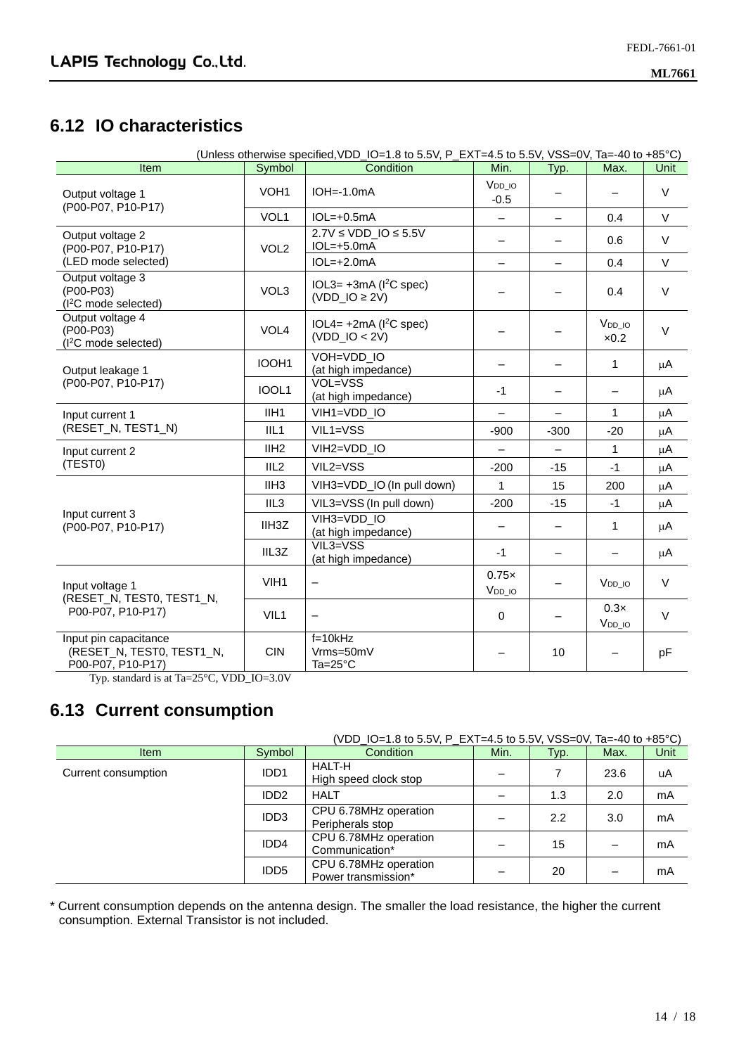## 6.12 IO characteristics

(Unless otherwise specified,VDD_IO=1.8 to 5.5V, P_EXT=4.5 to 5.5V, VSS=0V, Ta=-40 to +85°C)

| Item | Symbol | Condition | Min. | Typ. | Max. | Unit |
|---|---|---|---|---|---|---|
| Output voltage 1 (P00-P07, P10-P17) | VOH1 | IOH=-1.0mA | $V_{DD\_IO}$ -0.5 | – | – | V |
| | VOL1 | IOL=+0.5mA | – | – | 0.4 | V |
| Output voltage 2 (P00-P07, P10-P17) (LED mode selected) | VOL2 | 2.7V ≤ VDD_IO ≤ 5.5V IOL=+5.0mA | – | – | 0.6 | V |
| | | IOL=+2.0mA | – | – | 0.4 | V |
| Output voltage 3 (P00-P03) (I²C mode selected) | VOL3 | IOL3= +3mA (I²C spec) (VDD_IO ≥ 2V) | – | – | 0.4 | V |
| Output voltage 4 (P00-P03) (I²C mode selected) | VOL4 | IOL4= +2mA (I²C spec) (VDD_IO < 2V) | – | – | $V_{DD\_IO}$ ×0.2 | V |
| Output leakage 1 (P00-P07, P10-P17) | IOOH1 | VOH=VDD_IO (at high impedance) | – | – | 1 | μA |
| | IOOL1 | VOL=VSS (at high impedance) | -1 | – | – | μA |
| Input current 1 (RESET_N, TEST1_N) | IIH1 | VIH1=VDD_IO | – | – | 1 | μA |
| | IIL1 | VIL1=VSS | -900 | -300 | -20 | μA |
| Input current 2 (TEST0) | IIH2 | VIH2=VDD_IO | – | – | 1 | μA |
| | IIL2 | VIL2=VSS | -200 | -15 | -1 | μA |
| Input current 3 (P00-P07, P10-P17) | IIH3 | VIH3=VDD_IO (In pull down) | 1 | 15 | 200 | μA |
| | IIL3 | VIL3=VSS (In pull down) | -200 | -15 | -1 | μA |
| | IIH3Z | VIH3=VDD_IO (at high impedance) | – | – | 1 | μA |
| | IIL3Z | VIL3=VSS (at high impedance) | -1 | – | – | μA |
| Input voltage 1 (RESET_N, TEST0, TEST1_N, P00-P07, P10-P17) | VIH1 | – | 0.75× $V_{DD\_IO}$ | – | $V_{DD\_IO}$ | V |
| | VIL1 | – | 0 | – | 0.3× $V_{DD\_IO}$ | V |
| Input pin capacitance (RESET_N, TEST0, TEST1_N, P00-P07, P10-P17) | CIN | f=10kHz Vrms=50mV Ta=25°C | – | 10 | – | pF |

Typ. standard is at Ta=25°C, VDD_IO=3.0V

## 6.13 Current consumption

(VDD_IO=1.8 to 5.5V, P_EXT=4.5 to 5.5V, VSS=0V, Ta=-40 to +85°C)

| Item | Symbol | Condition | Min. | Typ. | Max. | Unit |
|---|---|---|---|---|---|---|
| Current consumption | IDD1 | HALT-H High speed clock stop | – | 7 | 23.6 | uA |
| | IDD2 | HALT | – | 1.3 | 2.0 | mA |
| | IDD3 | CPU 6.78MHz operation Peripherals stop | – | 2.2 | 3.0 | mA |
| | IDD4 | CPU 6.78MHz operation Communication* | – | 15 | – | mA |
| | IDD5 | CPU 6.78MHz operation Power transmission* | – | 20 | – | mA |

* Current consumption depends on the antenna design. The smaller the load resistance, the higher the current consumption. External Transistor is not included.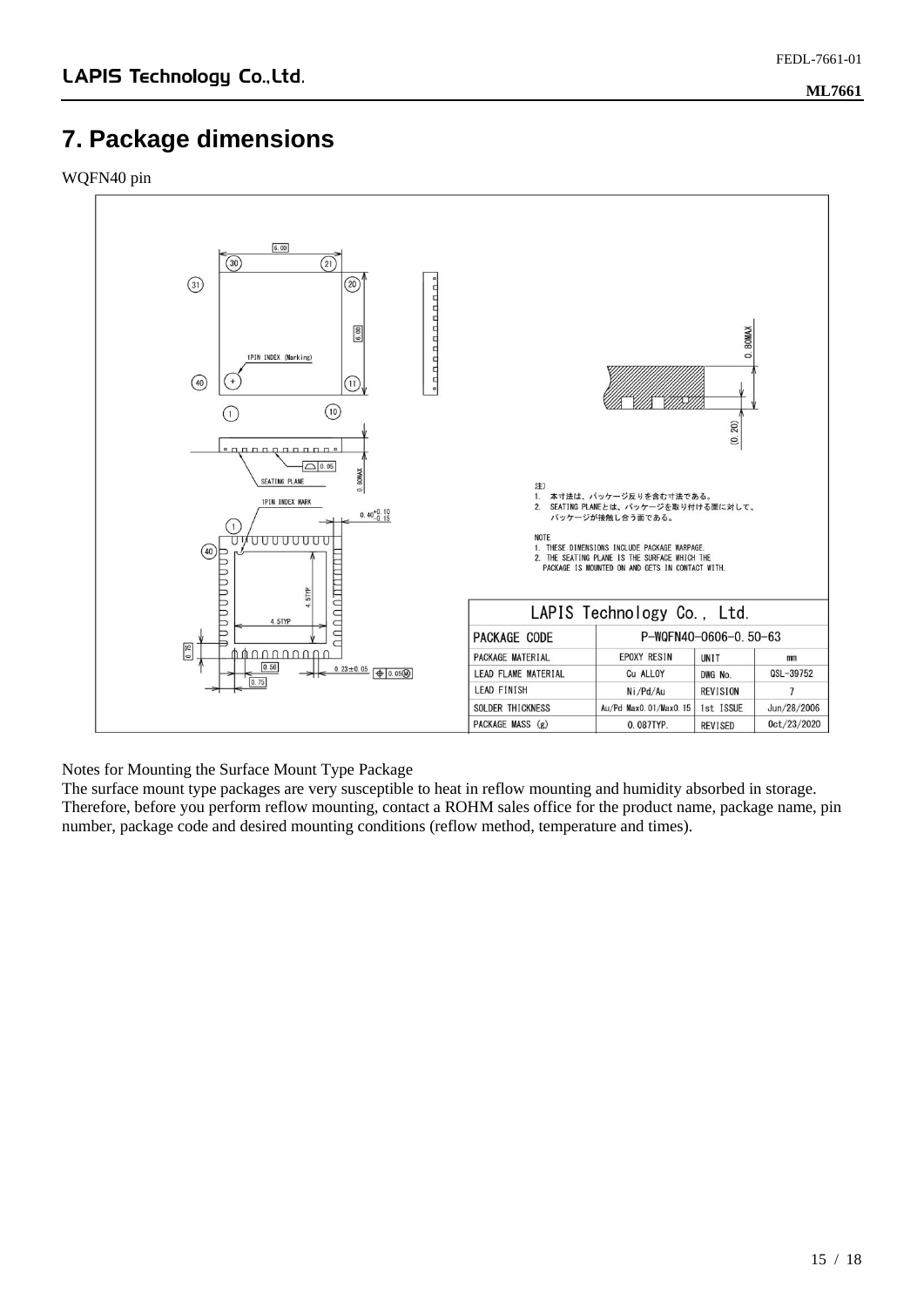# 7. Package dimensions

WQFN40 pin

注)
1. 本寸法は、パッケージ反りを含む寸法である。
2. SEATING PLANEとは、パッケージを取り付ける面に対して、パッケージが接触し合う面である。

NOTE
1. THESE DIMENSIONS INCLUDE PACKAGE WARPAGE.
2. THE SEATING PLANE IS THE SURFACE WHICH THE PACKAGE IS MOUNTED ON AND GETS IN CONTACT WITH.

| LAPIS Technology Co., Ltd. | | | |
|---|---|---|---|
| PACKAGE CODE | P-WQFN40-0606-0.50-63 | | |
| PACKAGE MATERIAL | EPOXY RESIN | UNIT | mm |
| LEAD FLAME MATERIAL | Cu ALLOY | DWG No. | QSL-39752 |
| LEAD FINISH | Ni/Pd/Au | REVISION | 7 |
| SOLDER THICKNESS | Au/Pd Max0.01/Max0.15 | 1st ISSUE | Jun/28/2006 |
| PACKAGE MASS (g) | 0.087TYP. | REVISED | Oct/23/2020 |

Notes for Mounting the Surface Mount Type Package

The surface mount type packages are very susceptible to heat in reflow mounting and humidity absorbed in storage. Therefore, before you perform reflow mounting, contact a ROHM sales office for the product name, package name, pin number, package code and desired mounting conditions (reflow method, temperature and times).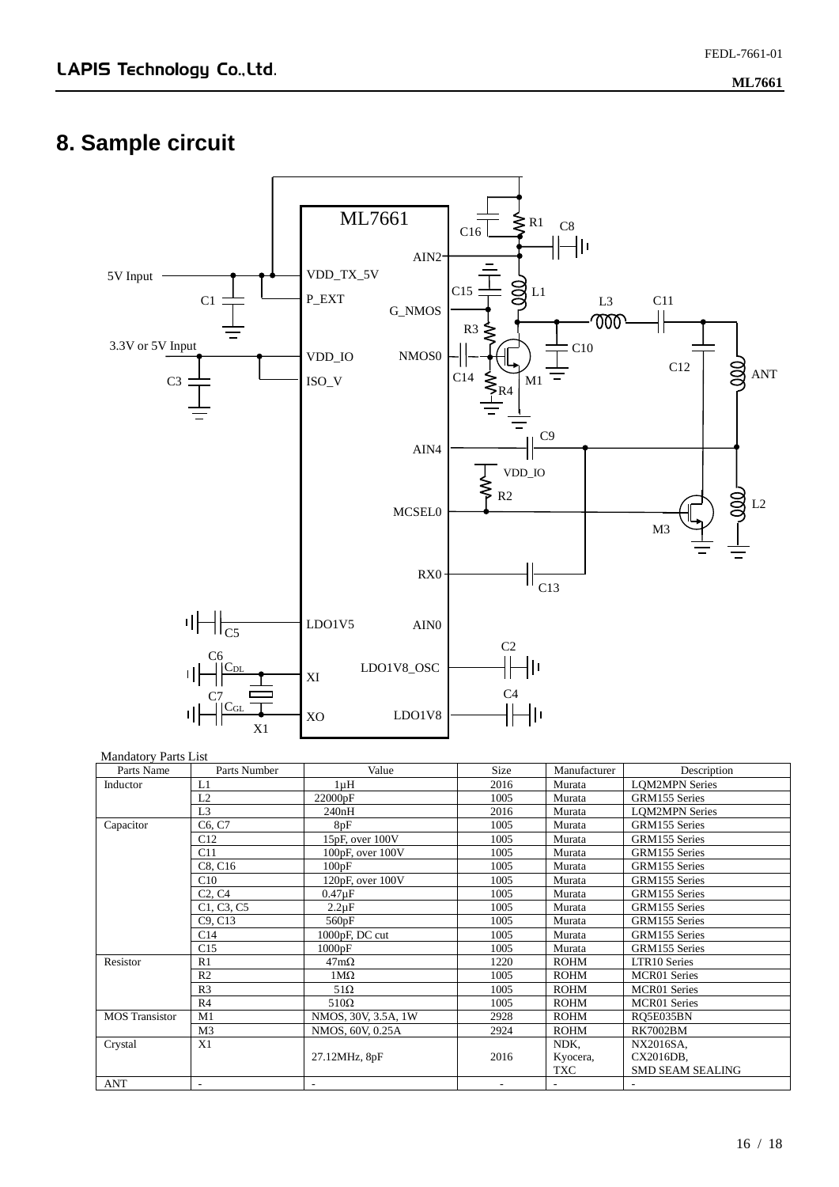# 8. Sample circuit

Mandatory Parts List

| Parts Name | Parts Number | Value | Size | Manufacturer | Description |
|---|---|---|---|---|---|
| Inductor | L1 | 1µH | 2016 | Murata | LQM2MPN Series |
| | L2 | 22000pF | 1005 | Murata | GRM155 Series |
| | L3 | 240nH | 2016 | Murata | LQM2MPN Series |
| Capacitor | C6, C7 | 8pF | 1005 | Murata | GRM155 Series |
| | C12 | 15pF, over 100V | 1005 | Murata | GRM155 Series |
| | C11 | 100pF, over 100V | 1005 | Murata | GRM155 Series |
| | C8, C16 | 100pF | 1005 | Murata | GRM155 Series |
| | C10 | 120pF, over 100V | 1005 | Murata | GRM155 Series |
| | C2, C4 | 0.47µF | 1005 | Murata | GRM155 Series |
| | C1, C3, C5 | 2.2µF | 1005 | Murata | GRM155 Series |
| | C9, C13 | 560pF | 1005 | Murata | GRM155 Series |
| | C14 | 1000pF, DC cut | 1005 | Murata | GRM155 Series |
| | C15 | 1000pF | 1005 | Murata | GRM155 Series |
| Resistor | R1 | 47mΩ | 1220 | ROHM | LTR10 Series |
| | R2 | 1MΩ | 1005 | ROHM | MCR01 Series |
| | R3 | 51Ω | 1005 | ROHM | MCR01 Series |
| | R4 | 510Ω | 1005 | ROHM | MCR01 Series |
| MOS Transistor | M1 | NMOS, 30V, 3.5A, 1W | 2928 | ROHM | RQ5E035BN |
| | M3 | NMOS, 60V, 0.25A | 2924 | ROHM | RK7002BM |
| Crystal | X1 | 27.12MHz, 8pF | 2016 | NDK, Kyocera, TXC | NX2016SA, CX2016DB, SMD SEAM SEALING |
| ANT | - | - | - | - | - |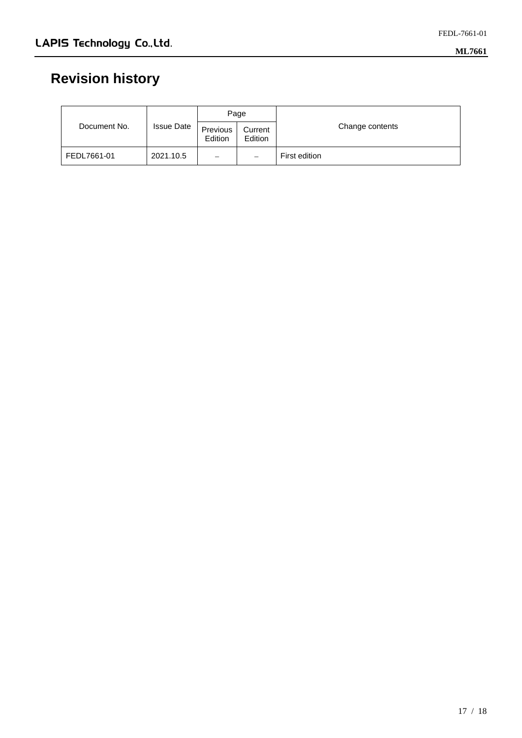# Revision history

| Document No. | Issue Date | Page | | Change contents |
|---|---|---|---|---|
| | | Previous Edition | Current Edition | |
| FEDL7661-01 | 2021.10.5 | – | – | First edition |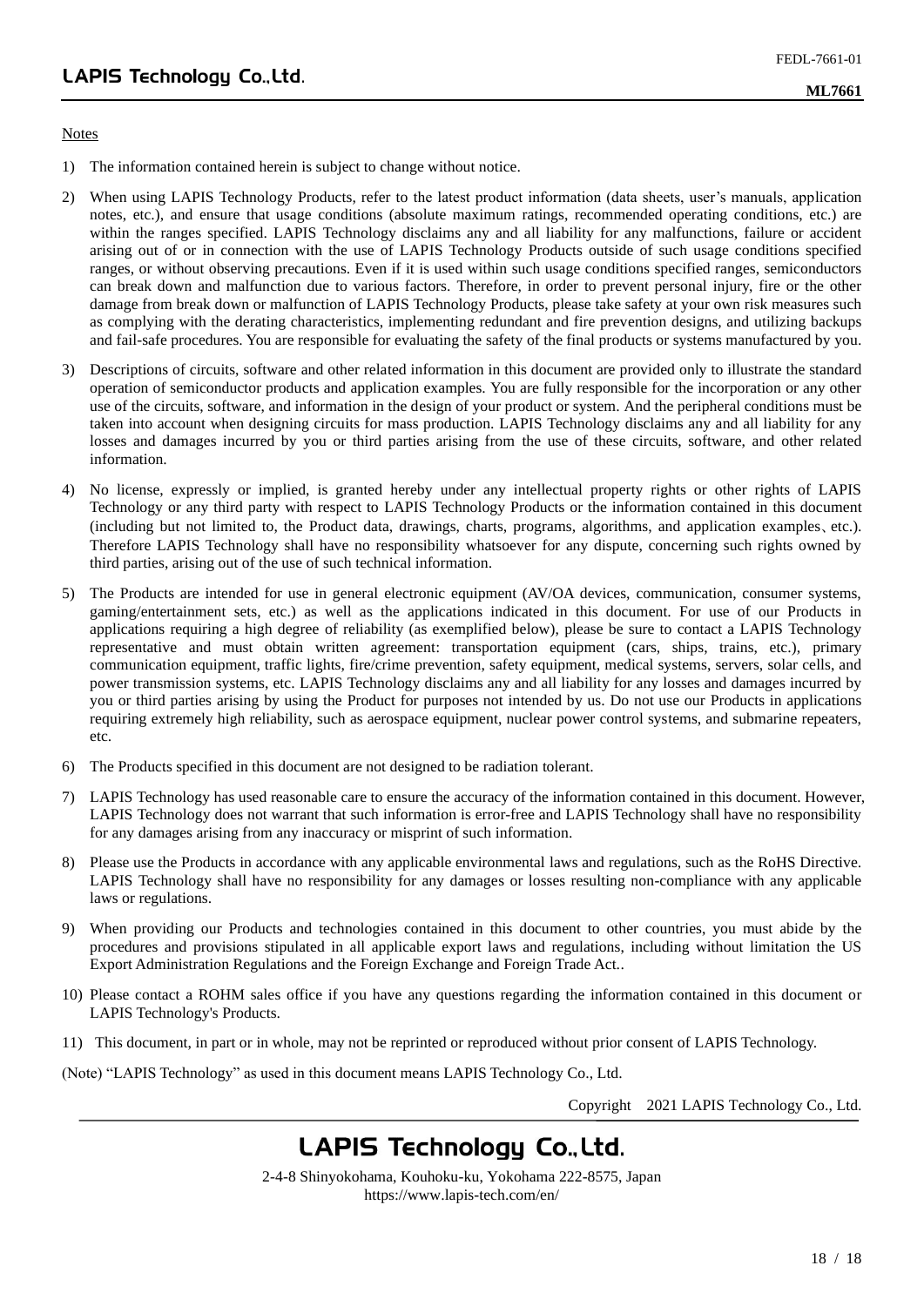Notes

1) The information contained herein is subject to change without notice.

2) When using LAPIS Technology Products, refer to the latest product information (data sheets, user's manuals, application notes, etc.), and ensure that usage conditions (absolute maximum ratings, recommended operating conditions, etc.) are within the ranges specified. LAPIS Technology disclaims any and all liability for any malfunctions, failure or accident arising out of or in connection with the use of LAPIS Technology Products outside of such usage conditions specified ranges, or without observing precautions. Even if it is used within such usage conditions specified ranges, semiconductors can break down and malfunction due to various factors. Therefore, in order to prevent personal injury, fire or the other damage from break down or malfunction of LAPIS Technology Products, please take safety at your own risk measures such as complying with the derating characteristics, implementing redundant and fire prevention designs, and utilizing backups and fail-safe procedures. You are responsible for evaluating the safety of the final products or systems manufactured by you.

3) Descriptions of circuits, software and other related information in this document are provided only to illustrate the standard operation of semiconductor products and application examples. You are fully responsible for the incorporation or any other use of the circuits, software, and information in the design of your product or system. And the peripheral conditions must be taken into account when designing circuits for mass production. LAPIS Technology disclaims any and all liability for any losses and damages incurred by you or third parties arising from the use of these circuits, software, and other related information.

4) No license, expressly or implied, is granted hereby under any intellectual property rights or other rights of LAPIS Technology or any third party with respect to LAPIS Technology Products or the information contained in this document (including but not limited to, the Product data, drawings, charts, programs, algorithms, and application examples、etc.). Therefore LAPIS Technology shall have no responsibility whatsoever for any dispute, concerning such rights owned by third parties, arising out of the use of such technical information.

5) The Products are intended for use in general electronic equipment (AV/OA devices, communication, consumer systems, gaming/entertainment sets, etc.) as well as the applications indicated in this document. For use of our Products in applications requiring a high degree of reliability (as exemplified below), please be sure to contact a LAPIS Technology representative and must obtain written agreement: transportation equipment (cars, ships, trains, etc.), primary communication equipment, traffic lights, fire/crime prevention, safety equipment, medical systems, servers, solar cells, and power transmission systems, etc. LAPIS Technology disclaims any and all liability for any losses and damages incurred by you or third parties arising by using the Product for purposes not intended by us. Do not use our Products in applications requiring extremely high reliability, such as aerospace equipment, nuclear power control systems, and submarine repeaters, etc.

6) The Products specified in this document are not designed to be radiation tolerant.

7) LAPIS Technology has used reasonable care to ensure the accuracy of the information contained in this document. However, LAPIS Technology does not warrant that such information is error-free and LAPIS Technology shall have no responsibility for any damages arising from any inaccuracy or misprint of such information.

8) Please use the Products in accordance with any applicable environmental laws and regulations, such as the RoHS Directive. LAPIS Technology shall have no responsibility for any damages or losses resulting non-compliance with any applicable laws or regulations.

9) When providing our Products and technologies contained in this document to other countries, you must abide by the procedures and provisions stipulated in all applicable export laws and regulations, including without limitation the US Export Administration Regulations and the Foreign Exchange and Foreign Trade Act..

10) Please contact a ROHM sales office if you have any questions regarding the information contained in this document or LAPIS Technology's Products.

11) This document, in part or in whole, may not be reprinted or reproduced without prior consent of LAPIS Technology.

(Note) "LAPIS Technology" as used in this document means LAPIS Technology Co., Ltd.

Copyright 2021 LAPIS Technology Co., Ltd.

**LAPIS Technology Co.,Ltd.**

2-4-8 Shinyokohama, Kouhoku-ku, Yokohama 222-8575, Japan
https://www.lapis-tech.com/en/